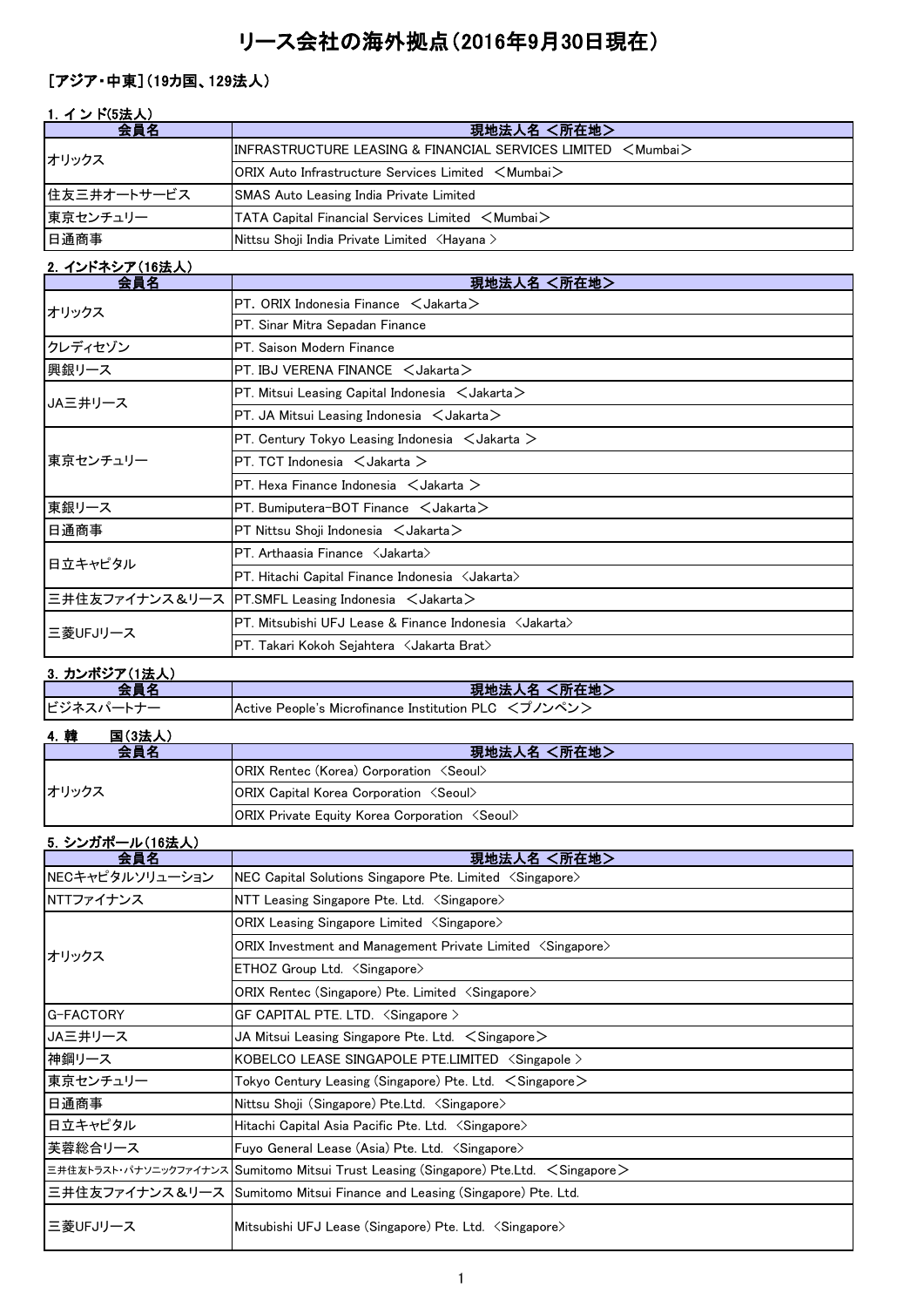# リース会社の海外拠点（2016年9月30日現在）

## ［アジア・中東］（19カ国、129法人）

### 1. インド(5法人)

| 会員名 | 現地法人名 ＜所在地＞ |
| --- | --- |
| オリックス | INFRASTRUCTURE LEASING & FINANCIAL SERVICES LIMITED ＜Mumbai＞ |
| | ORIX Auto Infrastructure Services Limited ＜Mumbai＞ |
| 住友三井オートサービス | SMAS Auto Leasing India Private Limited |
| 東京センチュリー | TATA Capital Financial Services Limited ＜Mumbai＞ |
| 日通商事 | Nittsu Shoji India Private Limited ＜Hayana＞ |

### 2. インドネシア（16法人）

| 会員名 | 現地法人名 ＜所在地＞ |
| --- | --- |
| オリックス | PT. ORIX Indonesia Finance ＜Jakarta＞ |
| | PT. Sinar Mitra Sepadan Finance |
| クレディセゾン | PT. Saison Modern Finance |
| 興銀リース | PT. IBJ VERENA FINANCE ＜Jakarta＞ |
| JA三井リース | PT. Mitsui Leasing Capital Indonesia ＜Jakarta＞ |
| | PT. JA Mitsui Leasing Indonesia ＜Jakarta＞ |
| 東京センチュリー | PT. Century Tokyo Leasing Indonesia ＜Jakarta＞ |
| | PT. TCT Indonesia ＜Jakarta＞ |
| | PT. Hexa Finance Indonesia ＜Jakarta＞ |
| 東銀リース | PT. Bumiputera-BOT Finance ＜Jakarta＞ |
| 日通商事 | PT Nittsu Shoji Indonesia ＜Jakarta＞ |
| 日立キャピタル | PT. Arthaasia Finance ＜Jakarta＞ |
| | PT. Hitachi Capital Finance Indonesia ＜Jakarta＞ |
| 三井住友ファイナンス＆リース | PT.SMFL Leasing Indonesia ＜Jakarta＞ |
| 三菱UFJリース | PT. Mitsubishi UFJ Lease & Finance Indonesia ＜Jakarta＞ |
| | PT. Takari Kokoh Sejahtera ＜Jakarta Brat＞ |

### 3. カンボジア（1法人）

| 会員名 | 現地法人名 ＜所在地＞ |
| --- | --- |
| ビジネスパートナー | Active People's Microfinance Institution PLC ＜プノンペン＞ |

### 4. 韓　　国(3法人)

| 会員名 | 現地法人名 ＜所在地＞ |
| --- | --- |
| オリックス | ORIX Rentec (Korea) Corporation ＜Seoul＞ |
| | ORIX Capital Korea Corporation ＜Seoul＞ |
| | ORIX Private Equity Korea Corporation ＜Seoul＞ |

### 5. シンガポール（16法人）

| 会員名 | 現地法人名 ＜所在地＞ |
| --- | --- |
| NECキャピタルソリューション | NEC Capital Solutions Singapore Pte. Limited ＜Singapore＞ |
| NTTファイナンス | NTT Leasing Singapore Pte. Ltd. ＜Singapore＞ |
| オリックス | ORIX Leasing Singapore Limited ＜Singapore＞ |
| | ORIX Investment and Management Private Limited ＜Singapore＞ |
| | ETHOZ Group Ltd. ＜Singapore＞ |
| | ORIX Rentec (Singapore) Pte. Limited ＜Singapore＞ |
| G-FACTORY | GF CAPITAL PTE. LTD. ＜Singapore＞ |
| JA三井リース | JA Mitsui Leasing Singapore Pte. Ltd. ＜Singapore＞ |
| 神鋼リース | KOBELCO LEASE SINGAPOLE PTE.LIMITED ＜Singapole＞ |
| 東京センチュリー | Tokyo Century Leasing (Singapore) Pte. Ltd. ＜Singapore＞ |
| 日通商事 | Nittsu Shoji (Singapore) Pte.Ltd. ＜Singapore＞ |
| 日立キャピタル | Hitachi Capital Asia Pacific Pte. Ltd. ＜Singapore＞ |
| 芙蓉総合リース | Fuyo General Lease (Asia) Pte. Ltd. ＜Singapore＞ |
| 三井住友トラスト・パナソニックファイナンス | Sumitomo Mitsui Trust Leasing (Singapore) Pte.Ltd. ＜Singapore＞ |
| 三井住友ファイナンス＆リース | Sumitomo Mitsui Finance and Leasing (Singapore) Pte. Ltd. |
| 三菱UFJリース | Mitsubishi UFJ Lease (Singapore) Pte. Ltd. ＜Singapore＞ |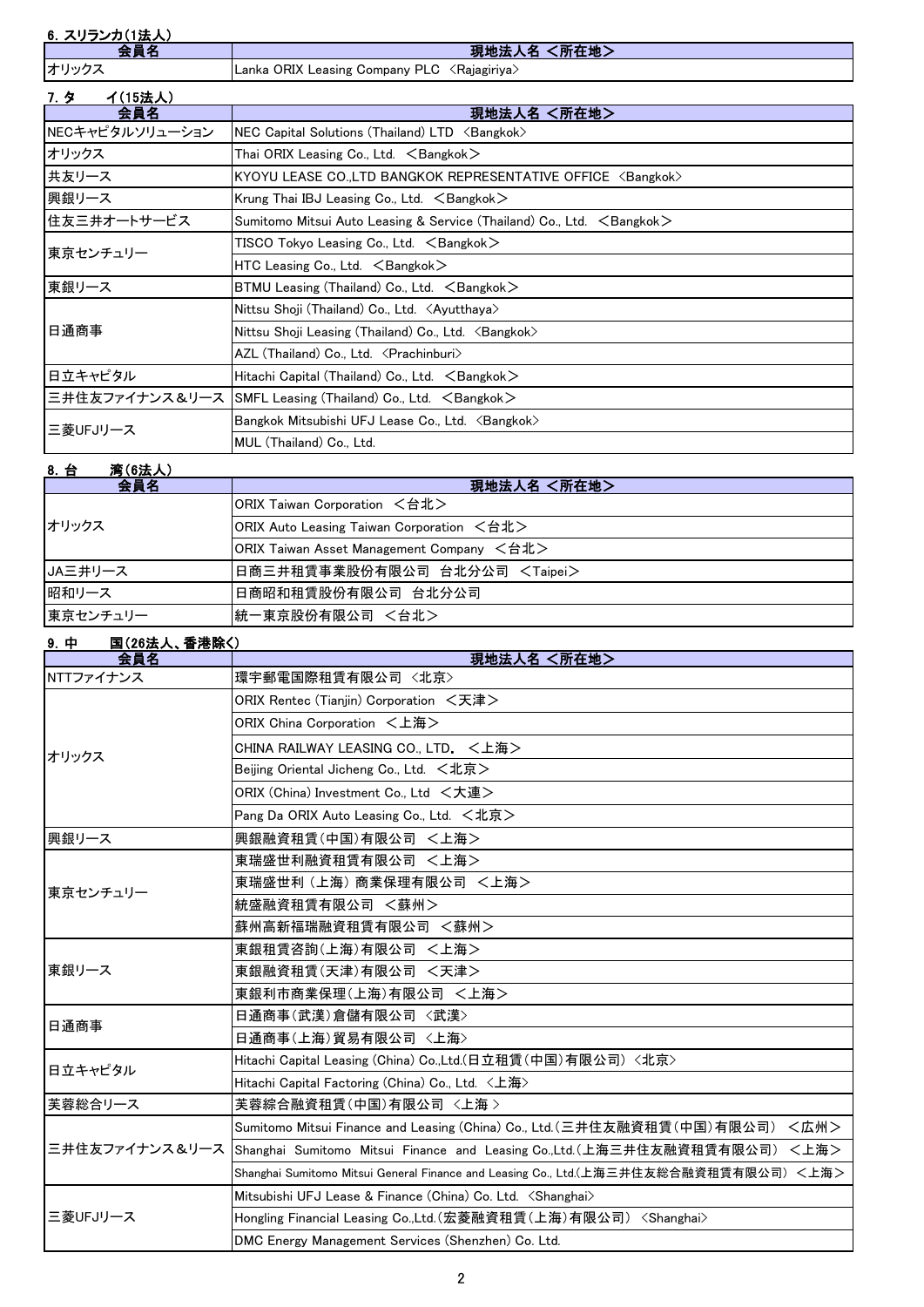### 6. スリランカ(1法人)

| 会員名 | 現地法人名 <所在地> |
| --- | --- |
| オリックス | Lanka ORIX Leasing Company PLC <Rajagiriya> |

### 7. タ　イ(15法人)

| 会員名 | 現地法人名 <所在地> |
| --- | --- |
| NECキャピタルソリューション | NEC Capital Solutions (Thailand) LTD <Bangkok> |
| オリックス | Thai ORIX Leasing Co., Ltd. ＜Bangkok＞ |
| 共友リース | KYOYU LEASE CO.,LTD BANGKOK REPRESENTATIVE OFFICE <Bangkok> |
| 興銀リース | Krung Thai IBJ Leasing Co., Ltd. ＜Bangkok＞ |
| 住友三井オートサービス | Sumitomo Mitsui Auto Leasing & Service (Thailand) Co., Ltd. ＜Bangkok＞ |
| 東京センチュリー | TISCO Tokyo Leasing Co., Ltd. ＜Bangkok＞ |
| | HTC Leasing Co., Ltd. ＜Bangkok＞ |
| 東銀リース | BTMU Leasing (Thailand) Co., Ltd. ＜Bangkok＞ |
| 日通商事 | Nittsu Shoji (Thailand) Co., Ltd. <Ayutthaya> |
| | Nittsu Shoji Leasing (Thailand) Co., Ltd. <Bangkok> |
| | AZL (Thailand) Co., Ltd. <Prachinburi> |
| 日立キャピタル | Hitachi Capital (Thailand) Co., Ltd. ＜Bangkok＞ |
| 三井住友ファイナンス＆リース | SMFL Leasing (Thailand) Co., Ltd. ＜Bangkok＞ |
| 三菱UFJリース | Bangkok Mitsubishi UFJ Lease Co., Ltd. <Bangkok> |
| | MUL (Thailand) Co., Ltd. |

### 8. 台　湾(6法人)

| 会員名 | 現地法人名 <所在地> |
| --- | --- |
| オリックス | ORIX Taiwan Corporation ＜台北＞ |
| | ORIX Auto Leasing Taiwan Corporation ＜台北＞ |
| | ORIX Taiwan Asset Management Company ＜台北＞ |
| JA三井リース | 日商三井租賃事業股份有限公司 台北分公司 ＜Taipei＞ |
| 昭和リース | 日商昭和租賃股份有限公司 台北分公司 |
| 東京センチュリー | 統一東京股份有限公司 ＜台北＞ |

### 9. 中　国(26法人、香港除く)

| 会員名 | 現地法人名 <所在地> |
| --- | --- |
| NTTファイナンス | 環宇郵電国際租賃有限公司 <北京> |
| オリックス | ORIX Rentec (Tianjin) Corporation ＜天津＞ |
| | ORIX China Corporation ＜上海＞ |
| | CHINA RAILWAY LEASING CO., LTD. ＜上海＞ |
| | Beijing Oriental Jicheng Co., Ltd. ＜北京＞ |
| | ORIX (China) Investment Co., Ltd ＜大連＞ |
| | Pang Da ORIX Auto Leasing Co., Ltd. ＜北京＞ |
| 興銀リース | 興銀融資租賃(中国)有限公司 ＜上海＞ |
| 東京センチュリー | 東瑞盛世利融資租賃有限公司 ＜上海＞ |
| | 東瑞盛世利 (上海) 商業保理有限公司 ＜上海＞ |
| | 統盛融資租賃有限公司 ＜蘇州＞ |
| | 蘇州高新福瑞融資租賃有限公司 ＜蘇州＞ |
| 東銀リース | 東銀租賃咨詢(上海)有限公司 ＜上海＞ |
| | 東銀融資租賃(天津)有限公司 ＜天津＞ |
| | 東銀利市商業保理(上海)有限公司 ＜上海＞ |
| 日通商事 | 日通商事(武漢)倉儲有限公司 <武漢> |
| | 日通商事(上海)貿易有限公司 <上海> |
| 日立キャピタル | Hitachi Capital Leasing (China) Co.,Ltd.(日立租賃(中国)有限公司) <北京> |
| | Hitachi Capital Factoring (China) Co., Ltd. <上海> |
| 芙蓉総合リース | 芙蓉綜合融資租賃(中国)有限公司 <上海 > |
| 三井住友ファイナンス＆リース | Sumitomo Mitsui Finance and Leasing (China) Co., Ltd.(三井住友融資租賃(中国)有限公司) ＜広州＞ |
| | Shanghai Sumitomo Mitsui Finance and Leasing Co.,Ltd.(上海三井住友融資租賃有限公司) ＜上海＞ |
| | Shanghai Sumitomo Mitsui General Finance and Leasing Co., Ltd.(上海三井住友総合融資租賃有限公司) ＜上海＞ |
| 三菱UFJリース | Mitsubishi UFJ Lease & Finance (China) Co. Ltd. <Shanghai> |
| | Hongling Financial Leasing Co.,Ltd.(宏菱融資租賃(上海)有限公司) <Shanghai> |
| | DMC Energy Management Services (Shenzhen) Co. Ltd. |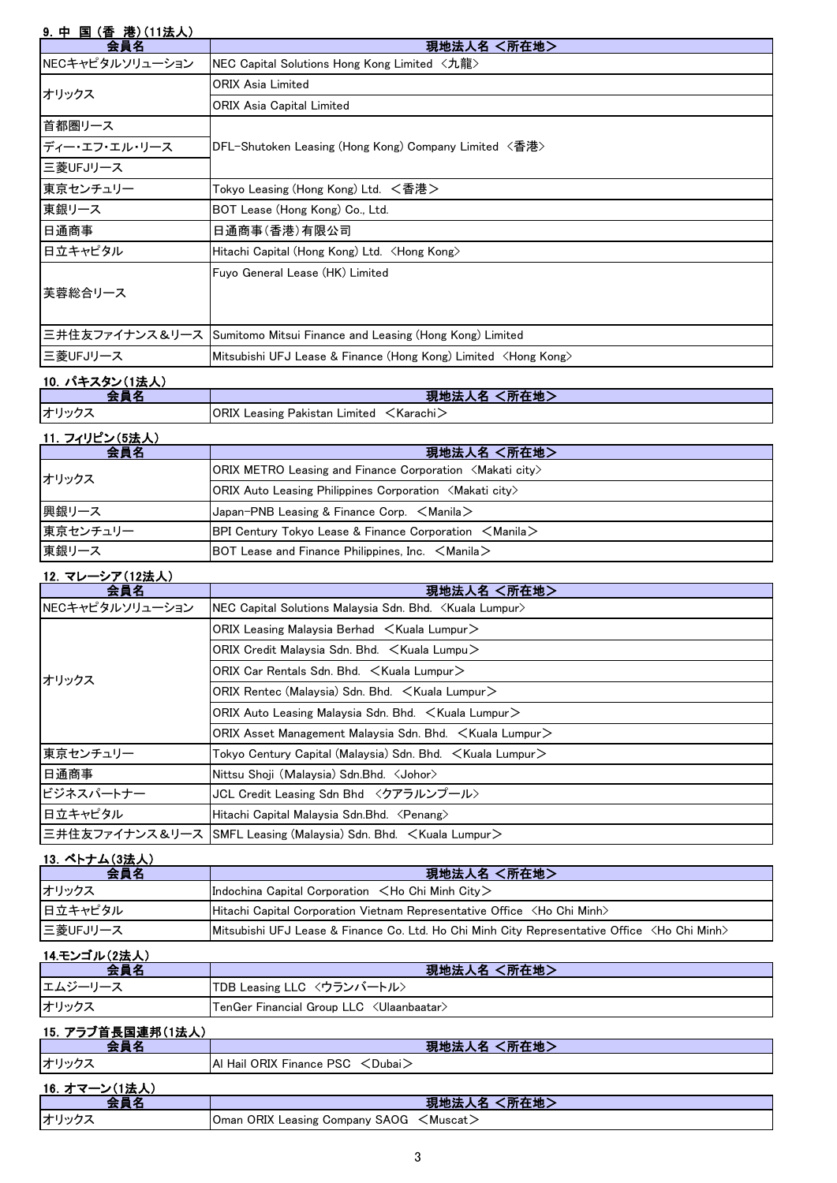### 9. 中 国 (香 港) (11法人)

| 会員名 | 現地法人名 <所在地> |
| --- | --- |
| NECキャピタルソリューション | NEC Capital Solutions Hong Kong Limited 〈九龍〉 |
| オリックス | ORIX Asia Limited |
| | ORIX Asia Capital Limited |
| 首都圏リース | DFL-Shutoken Leasing (Hong Kong) Company Limited 〈香港〉 |
| ディー・エフ・エル・リース | |
| 三菱UFJリース | |
| 東京センチュリー | Tokyo Leasing (Hong Kong) Ltd. ＜香港＞ |
| 東銀リース | BOT Lease (Hong Kong) Co., Ltd. |
| 日通商事 | 日通商事(香港)有限公司 |
| 日立キャピタル | Hitachi Capital (Hong Kong) Ltd. 〈Hong Kong〉 |
| 芙蓉総合リース | Fuyo General Lease (HK) Limited |
| 三井住友ファイナンス＆リース | Sumitomo Mitsui Finance and Leasing (Hong Kong) Limited |
| 三菱UFJリース | Mitsubishi UFJ Lease & Finance (Hong Kong) Limited 〈Hong Kong〉 |

### 10. パキスタン(1法人)

| 会員名 | 現地法人名 <所在地> |
| --- | --- |
| オリックス | ORIX Leasing Pakistan Limited ＜Karachi＞ |

### 11. フィリピン(5法人)

| 会員名 | 現地法人名 <所在地> |
| --- | --- |
| オリックス | ORIX METRO Leasing and Finance Corporation 〈Makati city〉 |
| | ORIX Auto Leasing Philippines Corporation 〈Makati city〉 |
| 興銀リース | Japan-PNB Leasing & Finance Corp. ＜Manila＞ |
| 東京センチュリー | BPI Century Tokyo Lease & Finance Corporation ＜Manila＞ |
| 東銀リース | BOT Lease and Finance Philippines, Inc. ＜Manila＞ |

### 12. マレーシア(12法人)

| 会員名 | 現地法人名 <所在地> |
| --- | --- |
| NECキャピタルソリューション | NEC Capital Solutions Malaysia Sdn. Bhd. 〈Kuala Lumpur〉 |
| オリックス | ORIX Leasing Malaysia Berhad ＜Kuala Lumpur＞ |
| | ORIX Credit Malaysia Sdn. Bhd. ＜Kuala Lumpu＞ |
| | ORIX Car Rentals Sdn. Bhd. ＜Kuala Lumpur＞ |
| | ORIX Rentec (Malaysia) Sdn. Bhd. ＜Kuala Lumpur＞ |
| | ORIX Auto Leasing Malaysia Sdn. Bhd. ＜Kuala Lumpur＞ |
| | ORIX Asset Management Malaysia Sdn. Bhd. ＜Kuala Lumpur＞ |
| 東京センチュリー | Tokyo Century Capital (Malaysia) Sdn. Bhd. ＜Kuala Lumpur＞ |
| 日通商事 | Nittsu Shoji (Malaysia) Sdn.Bhd. 〈Johor〉 |
| ビジネスパートナー | JCL Credit Leasing Sdn Bhd 〈クアラルンプール〉 |
| 日立キャピタル | Hitachi Capital Malaysia Sdn.Bhd. 〈Penang〉 |
| 三井住友ファイナンス＆リース | SMFL Leasing (Malaysia) Sdn. Bhd. ＜Kuala Lumpur＞ |

### 13. ベトナム(3法人)

| 会員名 | 現地法人名 <所在地> |
| --- | --- |
| オリックス | Indochina Capital Corporation ＜Ho Chi Minh City＞ |
| 日立キャピタル | Hitachi Capital Corporation Vietnam Representative Office 〈Ho Chi Minh〉 |
| 三菱UFJリース | Mitsubishi UFJ Lease & Finance Co. Ltd. Ho Chi Minh City Representative Office 〈Ho Chi Minh〉 |

### 14.モンゴル(2法人)

| 会員名 | 現地法人名 <所在地> |
| --- | --- |
| エムジーリース | TDB Leasing LLC 〈ウランバートル〉 |
| オリックス | TenGer Financial Group LLC 〈Ulaanbaatar〉 |

### 15. アラブ首長国連邦(1法人)

| 会員名 | 現地法人名 <所在地> |
| --- | --- |
| オリックス | Al Hail ORIX Finance PSC ＜Dubai＞ |

### 16. オマーン(1法人)

| 会員名 | 現地法人名 <所在地> |
| --- | --- |
| オリックス | Oman ORIX Leasing Company SAOG ＜Muscat＞ |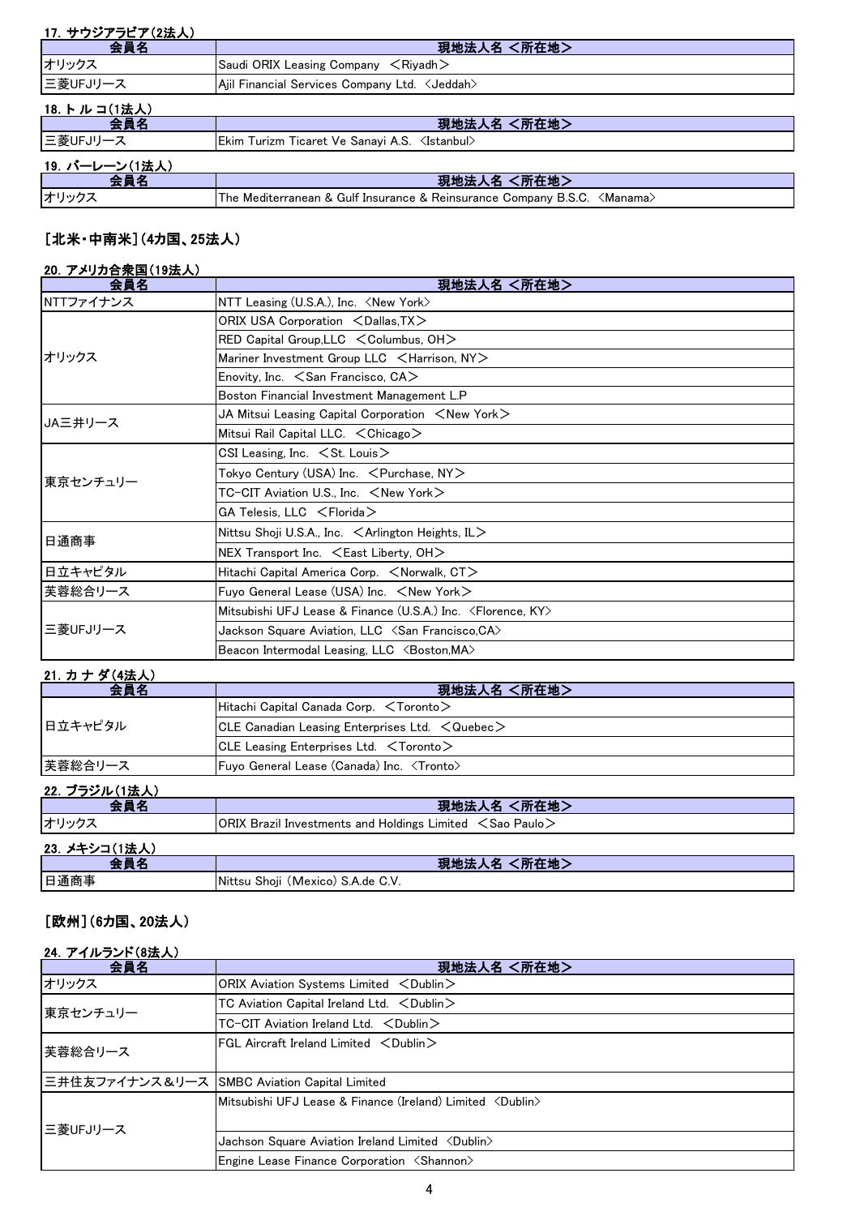### 17. サウジアラビア(2法人)

| 会員名 | 現地法人名 <所在地> |
| --- | --- |
| オリックス | Saudi ORIX Leasing Company ＜Riyadh＞ |
| 三菱UFJリース | Ajil Financial Services Company Ltd. 〈Jeddah〉 |

### 18. トルコ(1法人)

| 会員名 | 現地法人名 <所在地> |
| --- | --- |
| 三菱UFJリース | Ekim Turizm Ticaret Ve Sanayi A.S. 〈Istanbul〉 |

### 19. バーレーン(1法人)

| 会員名 | 現地法人名 <所在地> |
| --- | --- |
| オリックス | The Mediterranean & Gulf Insurance & Reinsurance Company B.S.C. 〈Manama〉 |

## [北米・中南米](4カ国、25法人)

### 20. アメリカ合衆国(19法人)

| 会員名 | 現地法人名 <所在地> |
| --- | --- |
| NTTファイナンス | NTT Leasing (U.S.A.), Inc. 〈New York〉 |
| オリックス | ORIX USA Corporation ＜Dallas,TX＞ |
| | RED Capital Group,LLC ＜Columbus, OH＞ |
| | Mariner Investment Group LLC ＜Harrison, NY＞ |
| | Enovity, Inc. ＜San Francisco, CA＞ |
| | Boston Financial Investment Management L.P |
| JA三井リース | JA Mitsui Leasing Capital Corporation ＜New York＞ |
| | Mitsui Rail Capital LLC. ＜Chicago＞ |
| 東京センチュリー | CSI Leasing, Inc. ＜St. Louis＞ |
| | Tokyo Century (USA) Inc. ＜Purchase, NY＞ |
| | TC-CIT Aviation U.S., Inc. ＜New York＞ |
| | GA Telesis, LLC ＜Florida＞ |
| 日通商事 | Nittsu Shoji U.S.A., Inc. ＜Arlington Heights, IL＞ |
| | NEX Transport Inc. ＜East Liberty, OH＞ |
| 日立キャピタル | Hitachi Capital America Corp. ＜Norwalk, CT＞ |
| 芙蓉総合リース | Fuyo General Lease (USA) Inc. ＜New York＞ |
| 三菱UFJリース | Mitsubishi UFJ Lease & Finance (U.S.A.) Inc. 〈Florence, KY〉 |
| | Jackson Square Aviation, LLC 〈San Francisco,CA〉 |
| | Beacon Intermodal Leasing, LLC 〈Boston,MA〉 |

### 21. カナダ(4法人)

| 会員名 | 現地法人名 <所在地> |
| --- | --- |
| 日立キャピタル | Hitachi Capital Canada Corp. ＜Toronto＞ |
| | CLE Canadian Leasing Enterprises Ltd. ＜Quebec＞ |
| | CLE Leasing Enterprises Ltd. ＜Toronto＞ |
| 芙蓉総合リース | Fuyo General Lease (Canada) Inc. 〈Tronto〉 |

### 22. ブラジル(1法人)

| 会員名 | 現地法人名 <所在地> |
| --- | --- |
| オリックス | ORIX Brazil Investments and Holdings Limited ＜Sao Paulo＞ |

### 23. メキシコ(1法人)

| 会員名 | 現地法人名 <所在地> |
| --- | --- |
| 日通商事 | Nittsu Shoji (Mexico) S.A.de C.V. |

## [欧州](6カ国、20法人)

### 24. アイルランド(8法人)

| 会員名 | 現地法人名 <所在地> |
| --- | --- |
| オリックス | ORIX Aviation Systems Limited ＜Dublin＞ |
| 東京センチュリー | TC Aviation Capital Ireland Ltd. ＜Dublin＞ |
| | TC-CIT Aviation Ireland Ltd. ＜Dublin＞ |
| 芙蓉総合リース | FGL Aircraft Ireland Limited ＜Dublin＞ |
| 三井住友ファイナンス＆リース | SMBC Aviation Capital Limited |
| 三菱UFJリース | Mitsubishi UFJ Lease & Finance (Ireland) Limited 〈Dublin〉 |
| | Jachson Square Aviation Ireland Limited 〈Dublin〉 |
| | Engine Lease Finance Corporation 〈Shannon〉 |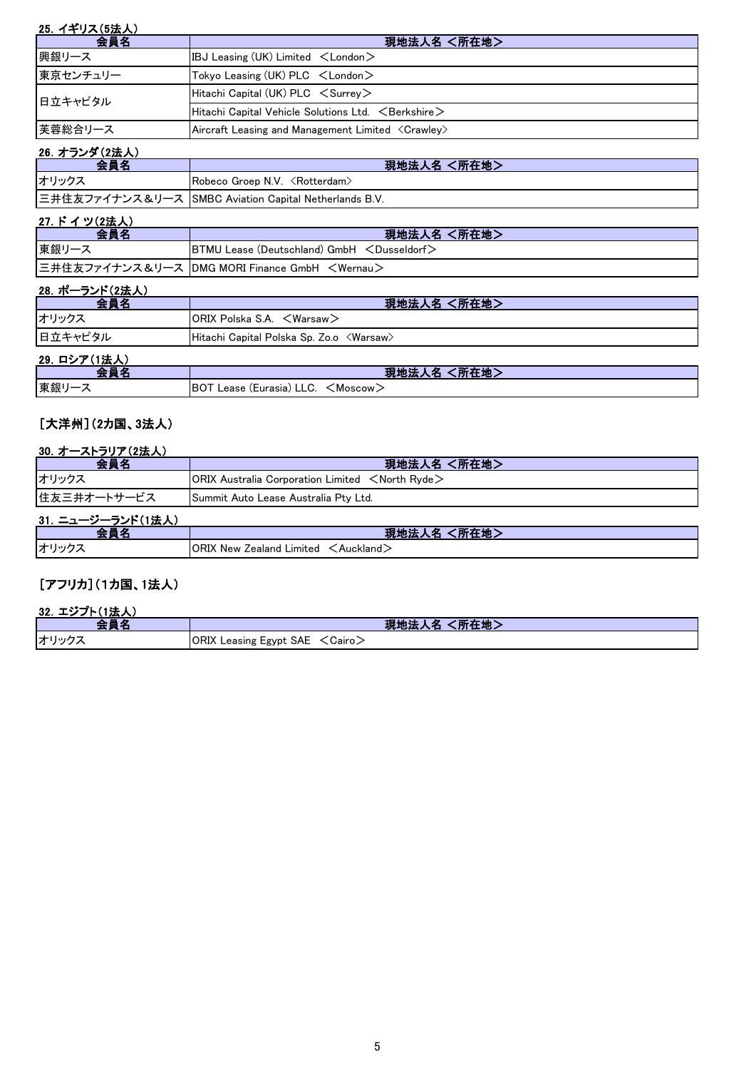#### 25. イギリス(5法人)

| 会員名 | 現地法人名 <所在地> |
|---|---|
| 興銀リース | IBJ Leasing (UK) Limited ＜London＞ |
| 東京センチュリー | Tokyo Leasing (UK) PLC ＜London＞ |
| 日立キャピタル | Hitachi Capital (UK) PLC ＜Surrey＞ |
| | Hitachi Capital Vehicle Solutions Ltd. ＜Berkshire＞ |
| 芙蓉総合リース | Aircraft Leasing and Management Limited 〈Crawley〉 |

#### 26. オランダ(2法人)

| 会員名 | 現地法人名 <所在地> |
|---|---|
| オリックス | Robeco Groep N.V. 〈Rotterdam〉 |
| 三井住友ファイナンス＆リース | SMBC Aviation Capital Netherlands B.V. |

#### 27. ドイツ(2法人)

| 会員名 | 現地法人名 <所在地> |
|---|---|
| 東銀リース | BTMU Lease (Deutschland) GmbH ＜Dusseldorf＞ |
| 三井住友ファイナンス＆リース | DMG MORI Finance GmbH ＜Wernau＞ |

#### 28. ポーランド(2法人)

| 会員名 | 現地法人名 <所在地> |
|---|---|
| オリックス | ORIX Polska S.A. ＜Warsaw＞ |
| 日立キャピタル | Hitachi Capital Polska Sp. Zo.o 〈Warsaw〉 |

#### 29. ロシア(1法人)

| 会員名 | 現地法人名 <所在地> |
|---|---|
| 東銀リース | BOT Lease (Eurasia) LLC. ＜Moscow＞ |

### [大洋州](2カ国、3法人)

#### 30. オーストラリア(2法人)

| 会員名 | 現地法人名 <所在地> |
|---|---|
| オリックス | ORIX Australia Corporation Limited ＜North Ryde＞ |
| 住友三井オートサービス | Summit Auto Lease Australia Pty Ltd. |

#### 31. ニュージーランド(1法人)

| 会員名 | 現地法人名 <所在地> |
|---|---|
| オリックス | ORIX New Zealand Limited ＜Auckland＞ |

### [アフリカ](1カ国、1法人)

#### 32. エジプト(1法人)

| 会員名 | 現地法人名 <所在地> |
|---|---|
| オリックス | ORIX Leasing Egypt SAE ＜Cairo＞ |